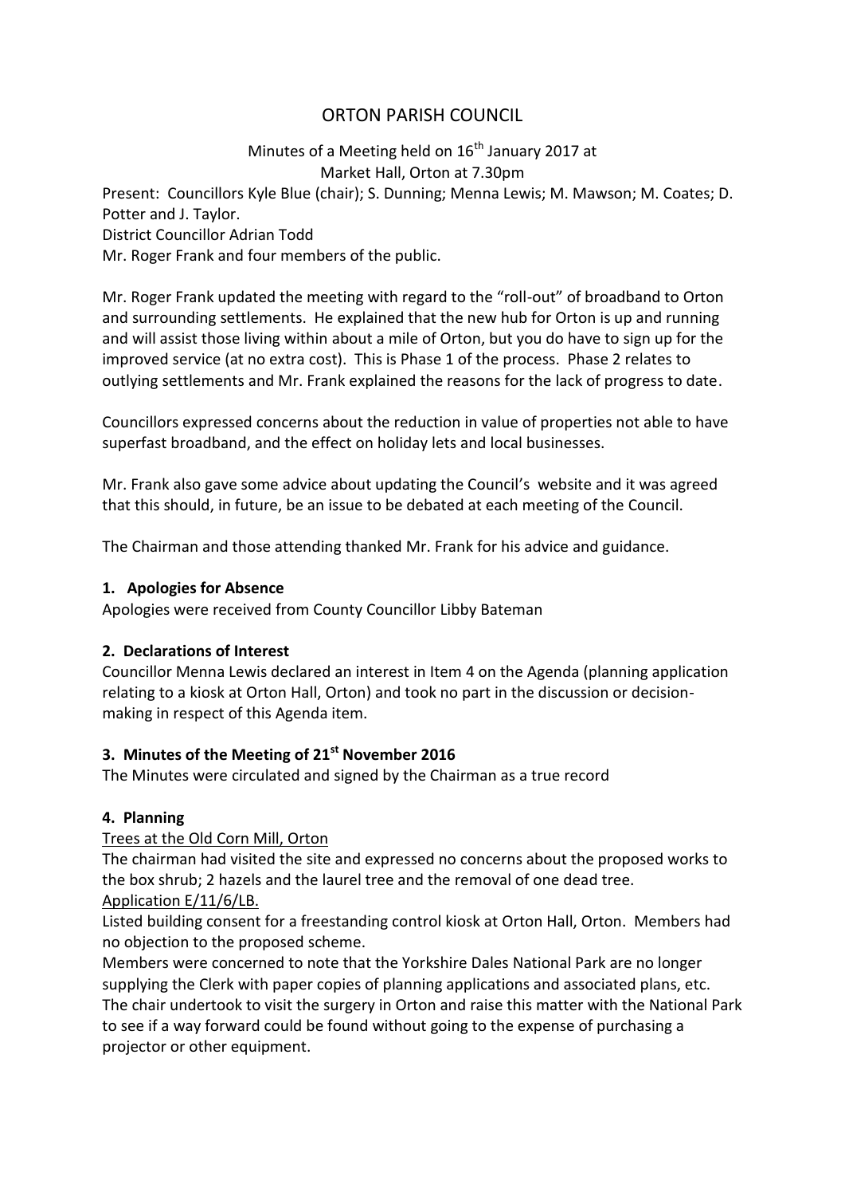# ORTON PARISH COUNCIL

Minutes of a Meeting held on 16th January 2017 at
Market Hall, Orton at 7.30pm

Present: Councillors Kyle Blue (chair); S. Dunning; Menna Lewis; M. Mawson; M. Coates; D. Potter and J. Taylor.
District Councillor Adrian Todd
Mr. Roger Frank and four members of the public.

Mr. Roger Frank updated the meeting with regard to the "roll-out" of broadband to Orton and surrounding settlements. He explained that the new hub for Orton is up and running and will assist those living within about a mile of Orton, but you do have to sign up for the improved service (at no extra cost). This is Phase 1 of the process. Phase 2 relates to outlying settlements and Mr. Frank explained the reasons for the lack of progress to date.

Councillors expressed concerns about the reduction in value of properties not able to have superfast broadband, and the effect on holiday lets and local businesses.

Mr. Frank also gave some advice about updating the Council's website and it was agreed that this should, in future, be an issue to be debated at each meeting of the Council.

The Chairman and those attending thanked Mr. Frank for his advice and guidance.

### 1. Apologies for Absence

Apologies were received from County Councillor Libby Bateman

### 2. Declarations of Interest

Councillor Menna Lewis declared an interest in Item 4 on the Agenda (planning application relating to a kiosk at Orton Hall, Orton) and took no part in the discussion or decision-making in respect of this Agenda item.

### 3. Minutes of the Meeting of 21st November 2016

The Minutes were circulated and signed by the Chairman as a true record

### 4. Planning

Trees at the Old Corn Mill, Orton

The chairman had visited the site and expressed no concerns about the proposed works to the box shrub; 2 hazels and the laurel tree and the removal of one dead tree.

Application E/11/6/LB.

Listed building consent for a freestanding control kiosk at Orton Hall, Orton. Members had no objection to the proposed scheme.

Members were concerned to note that the Yorkshire Dales National Park are no longer supplying the Clerk with paper copies of planning applications and associated plans, etc. The chair undertook to visit the surgery in Orton and raise this matter with the National Park to see if a way forward could be found without going to the expense of purchasing a projector or other equipment.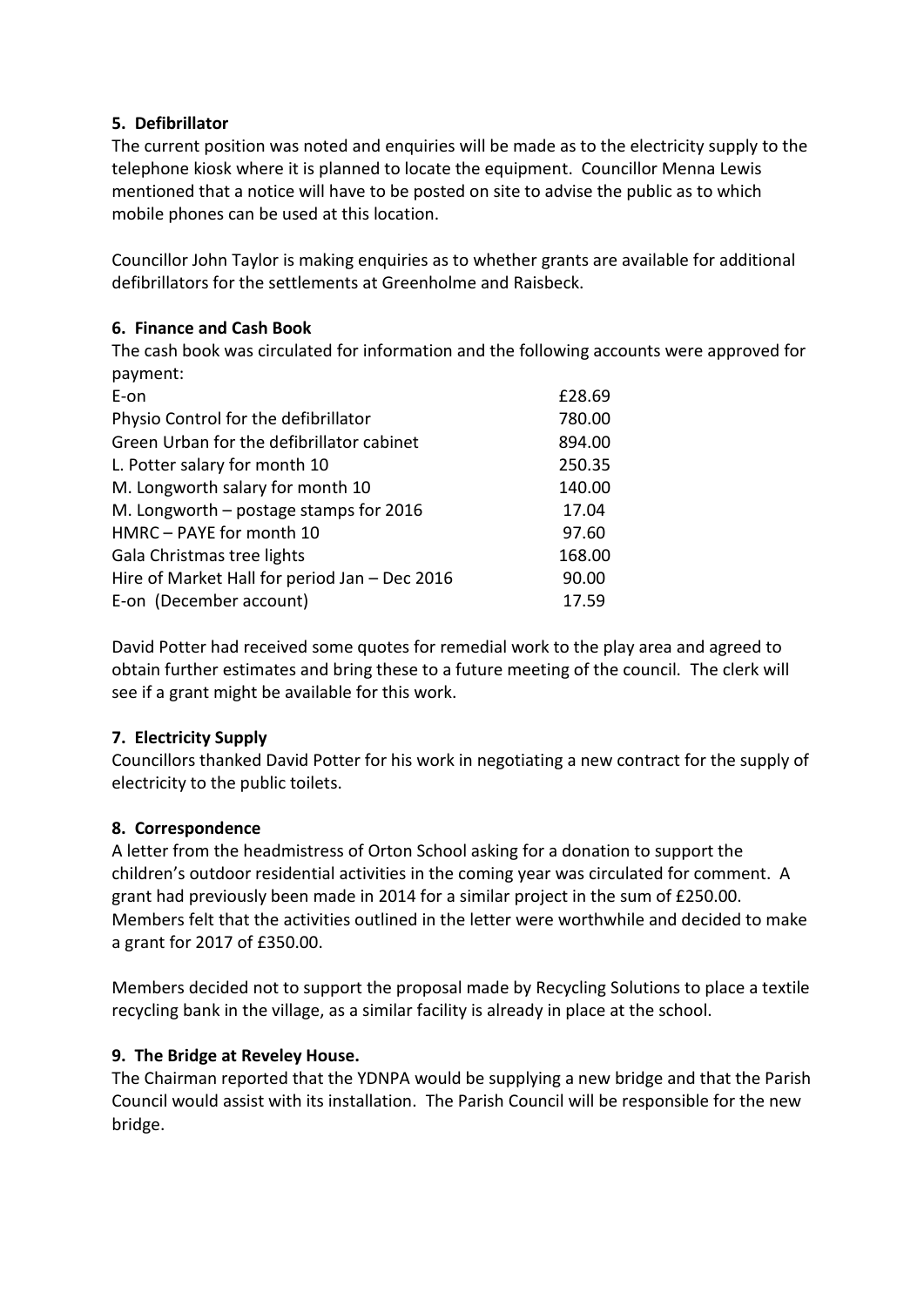**5. Defibrillator**

The current position was noted and enquiries will be made as to the electricity supply to the telephone kiosk where it is planned to locate the equipment. Councillor Menna Lewis mentioned that a notice will have to be posted on site to advise the public as to which mobile phones can be used at this location.

Councillor John Taylor is making enquiries as to whether grants are available for additional defibrillators for the settlements at Greenholme and Raisbeck.

**6. Finance and Cash Book**

The cash book was circulated for information and the following accounts were approved for payment:

| | |
|---|---|
| E-on | £28.69 |
| Physio Control for the defibrillator | 780.00 |
| Green Urban for the defibrillator cabinet | 894.00 |
| L. Potter salary for month 10 | 250.35 |
| M. Longworth salary for month 10 | 140.00 |
| M. Longworth – postage stamps for 2016 | 17.04 |
| HMRC – PAYE for month 10 | 97.60 |
| Gala Christmas tree lights | 168.00 |
| Hire of Market Hall for period Jan – Dec 2016 | 90.00 |
| E-on (December account) | 17.59 |

David Potter had received some quotes for remedial work to the play area and agreed to obtain further estimates and bring these to a future meeting of the council. The clerk will see if a grant might be available for this work.

**7. Electricity Supply**

Councillors thanked David Potter for his work in negotiating a new contract for the supply of electricity to the public toilets.

**8. Correspondence**

A letter from the headmistress of Orton School asking for a donation to support the children's outdoor residential activities in the coming year was circulated for comment. A grant had previously been made in 2014 for a similar project in the sum of £250.00. Members felt that the activities outlined in the letter were worthwhile and decided to make a grant for 2017 of £350.00.

Members decided not to support the proposal made by Recycling Solutions to place a textile recycling bank in the village, as a similar facility is already in place at the school.

**9. The Bridge at Reveley House.**

The Chairman reported that the YDNPA would be supplying a new bridge and that the Parish Council would assist with its installation. The Parish Council will be responsible for the new bridge.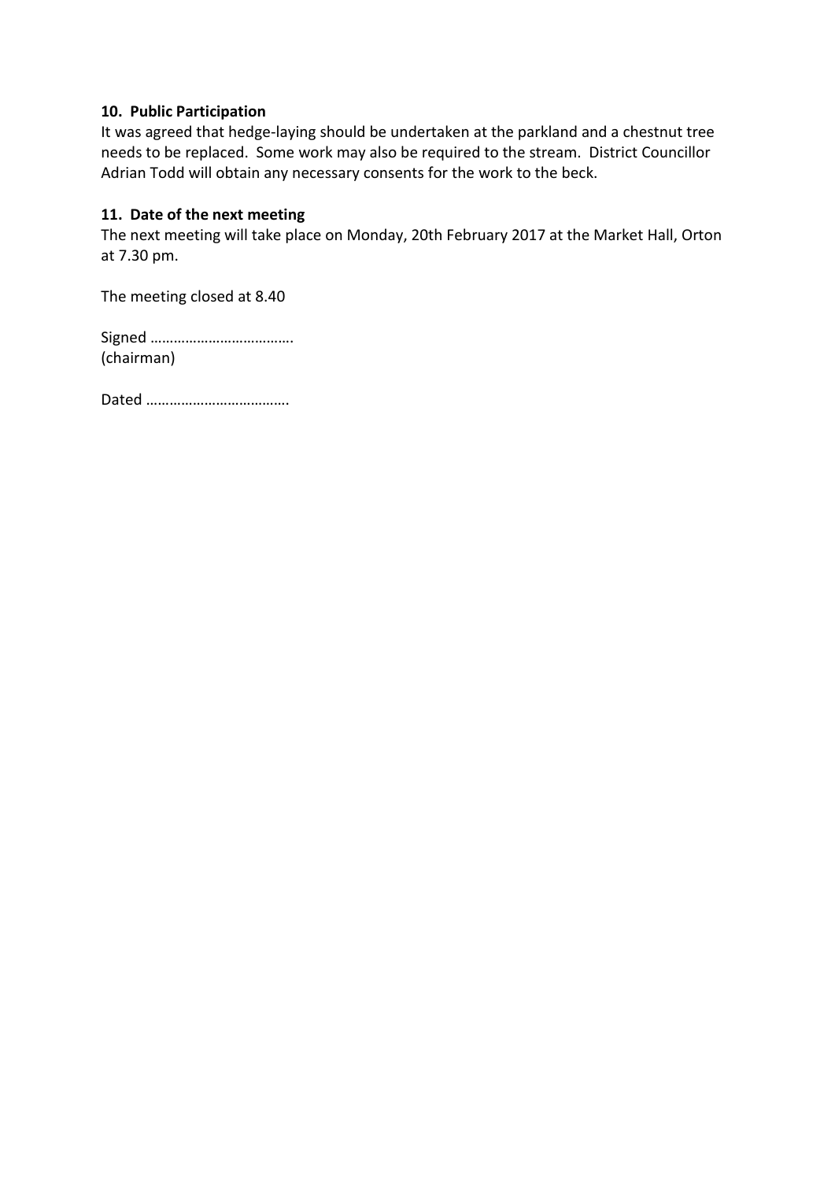**10. Public Participation**

It was agreed that hedge-laying should be undertaken at the parkland and a chestnut tree needs to be replaced. Some work may also be required to the stream. District Councillor Adrian Todd will obtain any necessary consents for the work to the beck.

**11. Date of the next meeting**

The next meeting will take place on Monday, 20th February 2017 at the Market Hall, Orton at 7.30 pm.

The meeting closed at 8.40

Signed ……………………………….
(chairman)

Dated ……………………………….